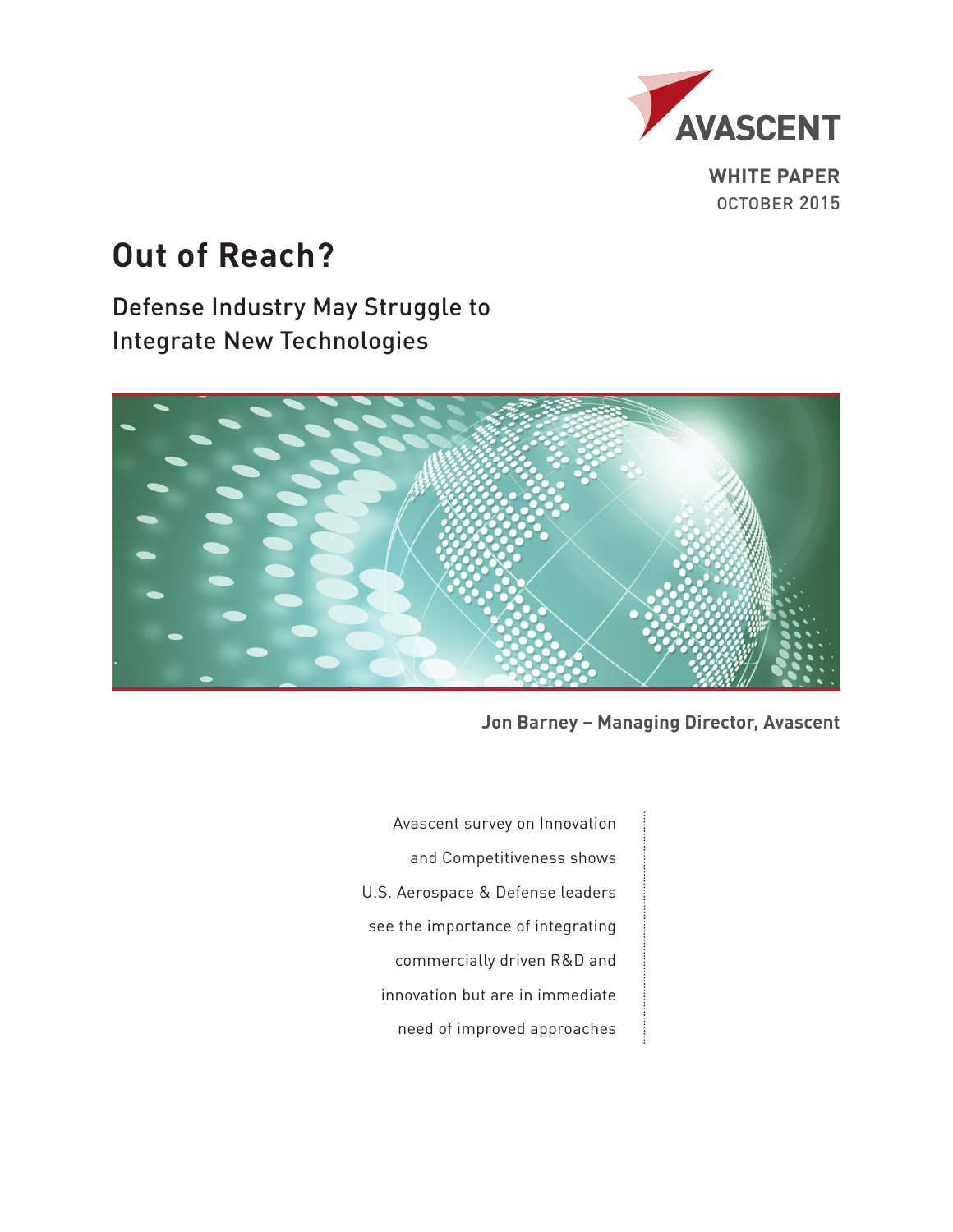AVASCENT

**WHITE PAPER**
OCTOBER 2015

# Out of Reach?

## Defense Industry May Struggle to Integrate New Technologies

**Jon Barney – Managing Director, Avascent**

Avascent survey on Innovation and Competitiveness shows U.S. Aerospace & Defense leaders see the importance of integrating commercially driven R&D and innovation but are in immediate need of improved approaches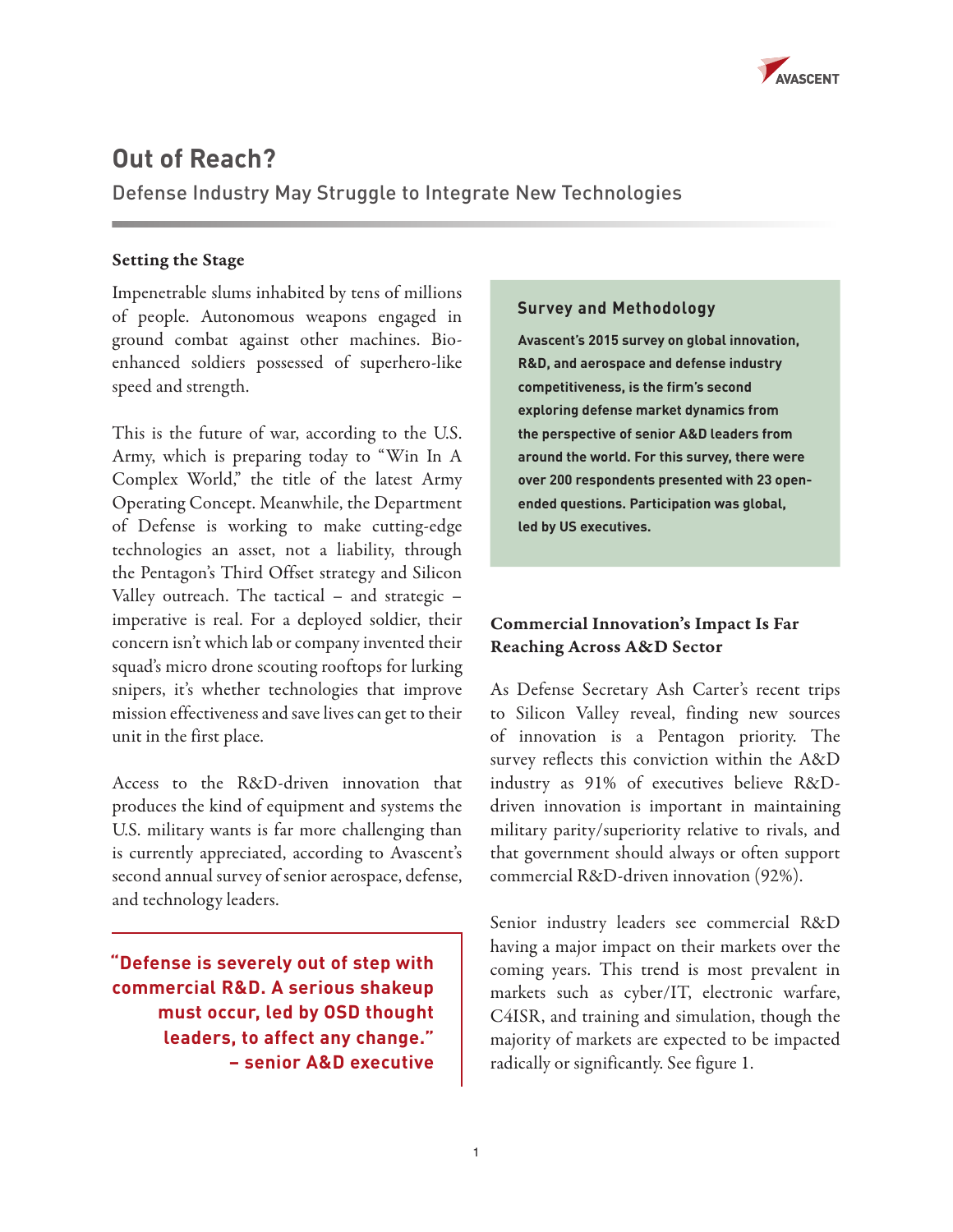# Out of Reach?

## Defense Industry May Struggle to Integrate New Technologies

### Setting the Stage

Impenetrable slums inhabited by tens of millions of people. Autonomous weapons engaged in ground combat against other machines. Bio-enhanced soldiers possessed of superhero-like speed and strength.

This is the future of war, according to the U.S. Army, which is preparing today to "Win In A Complex World," the title of the latest Army Operating Concept. Meanwhile, the Department of Defense is working to make cutting-edge technologies an asset, not a liability, through the Pentagon's Third Offset strategy and Silicon Valley outreach. The tactical – and strategic – imperative is real. For a deployed soldier, their concern isn't which lab or company invented their squad's micro drone scouting rooftops for lurking snipers, it's whether technologies that improve mission effectiveness and save lives can get to their unit in the first place.

Access to the R&D-driven innovation that produces the kind of equipment and systems the U.S. military wants is far more challenging than is currently appreciated, according to Avascent's second annual survey of senior aerospace, defense, and technology leaders.

> **"Defense is severely out of step with commercial R&D. A serious shakeup must occur, led by OSD thought leaders, to affect any change." – senior A&D executive**

#### Survey and Methodology

**Avascent's 2015 survey on global innovation, R&D, and aerospace and defense industry competitiveness, is the firm's second exploring defense market dynamics from the perspective of senior A&D leaders from around the world. For this survey, there were over 200 respondents presented with 23 open-ended questions. Participation was global, led by US executives.**

### Commercial Innovation's Impact Is Far Reaching Across A&D Sector

As Defense Secretary Ash Carter's recent trips to Silicon Valley reveal, finding new sources of innovation is a Pentagon priority. The survey reflects this conviction within the A&D industry as 91% of executives believe R&D-driven innovation is important in maintaining military parity/superiority relative to rivals, and that government should always or often support commercial R&D-driven innovation (92%).

Senior industry leaders see commercial R&D having a major impact on their markets over the coming years. This trend is most prevalent in markets such as cyber/IT, electronic warfare, C4ISR, and training and simulation, though the majority of markets are expected to be impacted radically or significantly. See figure 1.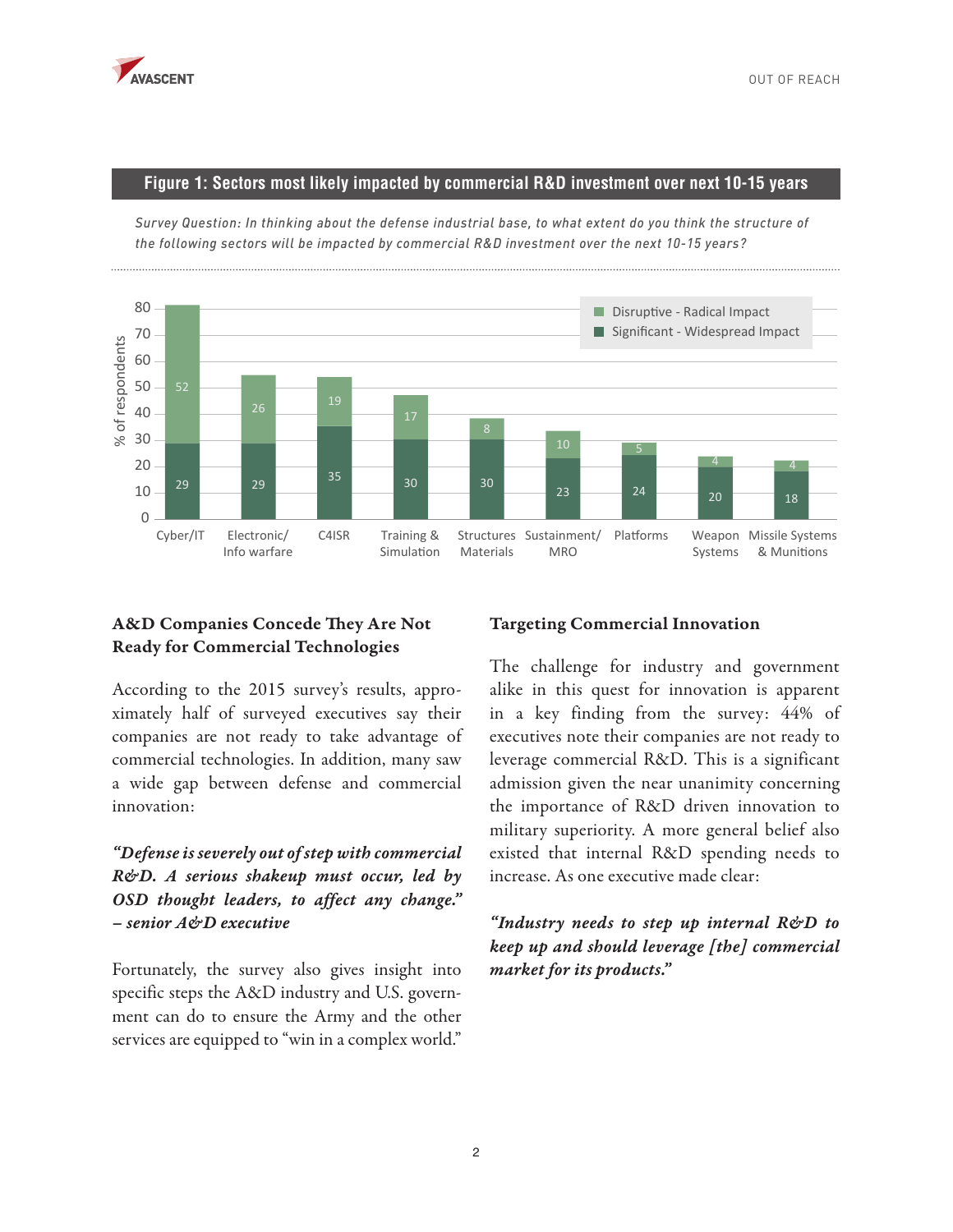## Figure 1: Sectors most likely impacted by commercial R&D investment over next 10-15 years

*Survey Question: In thinking about the defense industrial base, to what extent do you think the structure of the following sectors will be impacted by commercial R&D investment over the next 10-15 years?*

| Sector | Significant - Widespread Impact (% of respondents) | Disruptive - Radical Impact (% of respondents) |
|---|---|---|
| Cyber/IT | 29 | 52 |
| Electronic/ Info warfare | 29 | 26 |
| C4ISR | 35 | 19 |
| Training & Simulation | 30 | 17 |
| Structures Materials | 30 | 8 |
| Sustainment/ MRO | 23 | 10 |
| Platforms | 24 | 5 |
| Weapon Systems | 20 | 4 |
| Missile Systems & Munitions | 18 | 4 |

### A&D Companies Concede They Are Not Ready for Commercial Technologies

According to the 2015 survey's results, approximately half of surveyed executives say their companies are not ready to take advantage of commercial technologies. In addition, many saw a wide gap between defense and commercial innovation:

***"Defense is severely out of step with commercial R&D. A serious shakeup must occur, led by OSD thought leaders, to affect any change." – senior A&D executive***

Fortunately, the survey also gives insight into specific steps the A&D industry and U.S. government can do to ensure the Army and the other services are equipped to "win in a complex world."

### Targeting Commercial Innovation

The challenge for industry and government alike in this quest for innovation is apparent in a key finding from the survey: 44% of executives note their companies are not ready to leverage commercial R&D. This is a significant admission given the near unanimity concerning the importance of R&D driven innovation to military superiority. A more general belief also existed that internal R&D spending needs to increase. As one executive made clear:

***"Industry needs to step up internal R&D to keep up and should leverage [the] commercial market for its products."***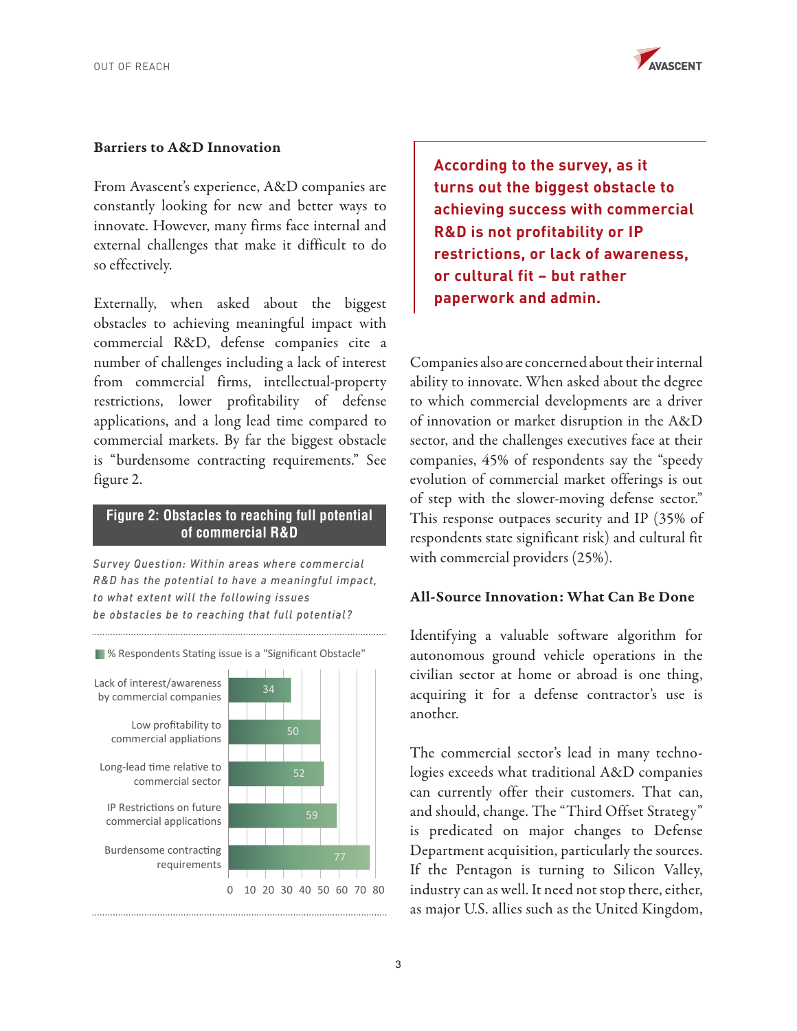## Barriers to A&D Innovation

From Avascent's experience, A&D companies are constantly looking for new and better ways to innovate. However, many firms face internal and external challenges that make it difficult to do so effectively.

Externally, when asked about the biggest obstacles to achieving meaningful impact with commercial R&D, defense companies cite a number of challenges including a lack of interest from commercial firms, intellectual-property restrictions, lower profitability of defense applications, and a long lead time compared to commercial markets. By far the biggest obstacle is "burdensome contracting requirements." See figure 2.

**Figure 2: Obstacles to reaching full potential of commercial R&D**

*Survey Question: Within areas where commercial R&D has the potential to have a meaningful impact, to what extent will the following issues be obstacles be to reaching that full potential?*

% Respondents Stating issue is a "Significant Obstacle"

| Issue | % |
| --- | --- |
| Lack of interest/awareness by commercial companies | 34 |
| Low profitability to commercial appliations | 50 |
| Long-lead time relative to commercial sector | 52 |
| IP Restrictions on future commercial applications | 59 |
| Burdensome contracting requirements | 77 |

**According to the survey, as it turns out the biggest obstacle to achieving success with commercial R&D is not profitability or IP restrictions, or lack of awareness, or cultural fit – but rather paperwork and admin.**

Companies also are concerned about their internal ability to innovate. When asked about the degree to which commercial developments are a driver of innovation or market disruption in the A&D sector, and the challenges executives face at their companies, 45% of respondents say the "speedy evolution of commercial market offerings is out of step with the slower-moving defense sector." This response outpaces security and IP (35% of respondents state significant risk) and cultural fit with commercial providers (25%).

## All-Source Innovation: What Can Be Done

Identifying a valuable software algorithm for autonomous ground vehicle operations in the civilian sector at home or abroad is one thing, acquiring it for a defense contractor's use is another.

The commercial sector's lead in many technologies exceeds what traditional A&D companies can currently offer their customers. That can, and should, change. The "Third Offset Strategy" is predicated on major changes to Defense Department acquisition, particularly the sources. If the Pentagon is turning to Silicon Valley, industry can as well. It need not stop there, either, as major U.S. allies such as the United Kingdom,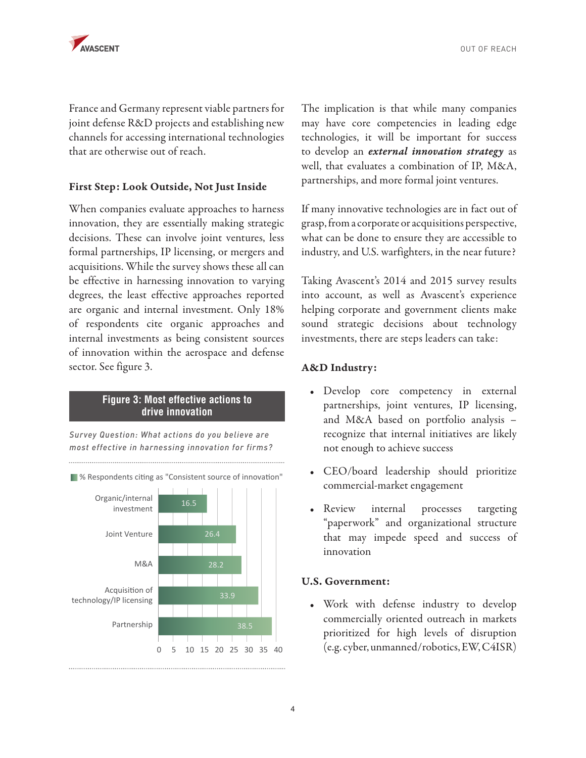France and Germany represent viable partners for joint defense R&D projects and establishing new channels for accessing international technologies that are otherwise out of reach.

### First Step: Look Outside, Not Just Inside

When companies evaluate approaches to harness innovation, they are essentially making strategic decisions. These can involve joint ventures, less formal partnerships, IP licensing, or mergers and acquisitions. While the survey shows these all can be effective in harnessing innovation to varying degrees, the least effective approaches reported are organic and internal investment. Only 18% of respondents cite organic approaches and internal investments as being consistent sources of innovation within the aerospace and defense sector. See figure 3.

**Figure 3: Most effective actions to drive innovation**

*Survey Question: What actions do you believe are most effective in harnessing innovation for firms?*

% Respondents citing as "Consistent source of innovation"

| Action | % |
|---|---|
| Organic/internal investment | 16.5 |
| Joint Venture | 26.4 |
| M&A | 28.2 |
| Acquisition of technology/IP licensing | 33.9 |
| Partnership | 38.5 |

The implication is that while many companies may have core competencies in leading edge technologies, it will be important for success to develop an ***external innovation strategy*** as well, that evaluates a combination of IP, M&A, partnerships, and more formal joint ventures.

If many innovative technologies are in fact out of grasp, from a corporate or acquisitions perspective, what can be done to ensure they are accessible to industry, and U.S. warfighters, in the near future?

Taking Avascent's 2014 and 2015 survey results into account, as well as Avascent's experience helping corporate and government clients make sound strategic decisions about technology investments, there are steps leaders can take:

**A&D Industry:**

- Develop core competency in external partnerships, joint ventures, IP licensing, and M&A based on portfolio analysis – recognize that internal initiatives are likely not enough to achieve success
- CEO/board leadership should prioritize commercial-market engagement
- Review internal processes targeting "paperwork" and organizational structure that may impede speed and success of innovation

**U.S. Government:**

- Work with defense industry to develop commercially oriented outreach in markets prioritized for high levels of disruption (e.g. cyber, unmanned/robotics, EW, C4ISR)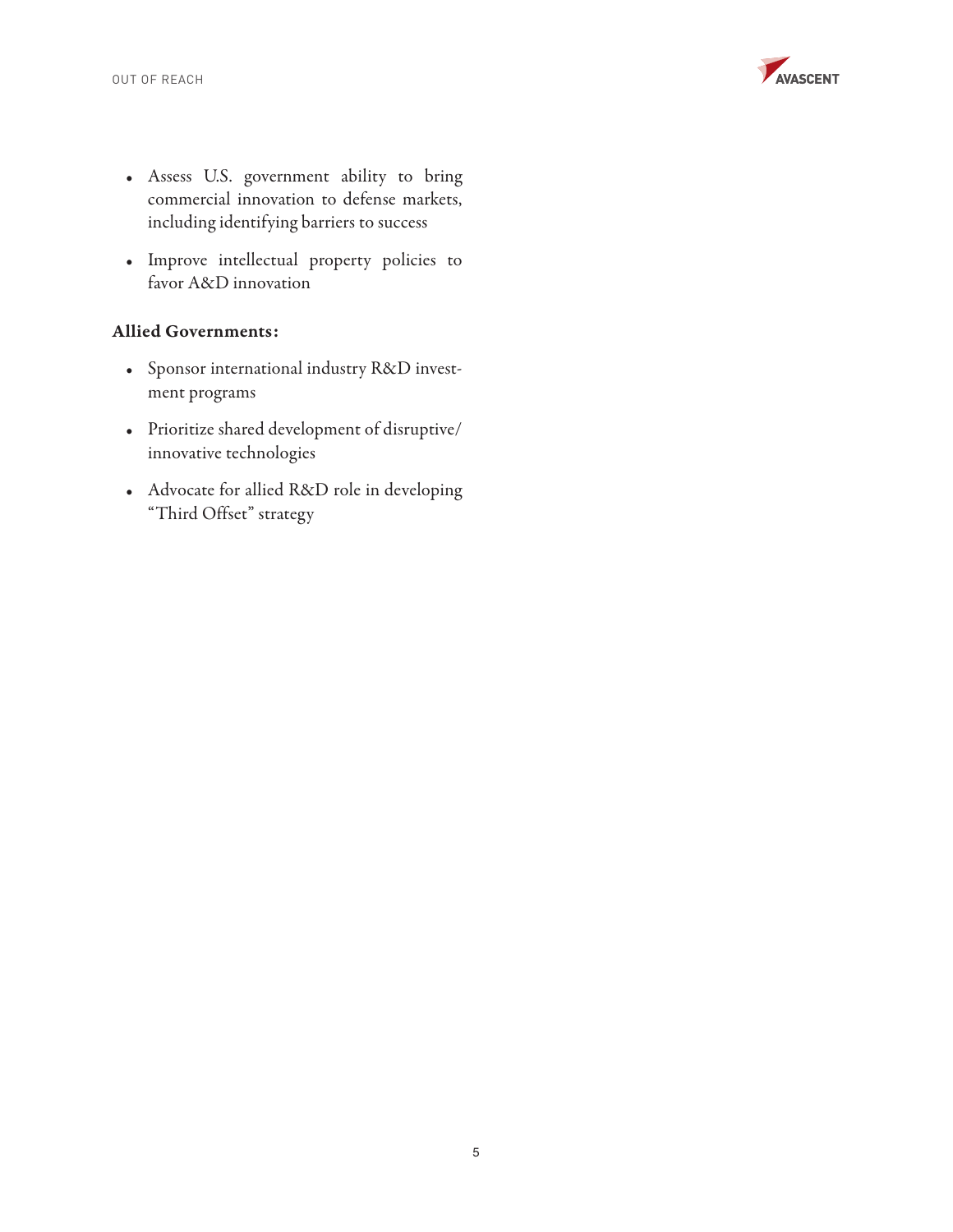- Assess U.S. government ability to bring commercial innovation to defense markets, including identifying barriers to success
- Improve intellectual property policies to favor A&D innovation

**Allied Governments:**

- Sponsor international industry R&D investment programs
- Prioritize shared development of disruptive/innovative technologies
- Advocate for allied R&D role in developing "Third Offset" strategy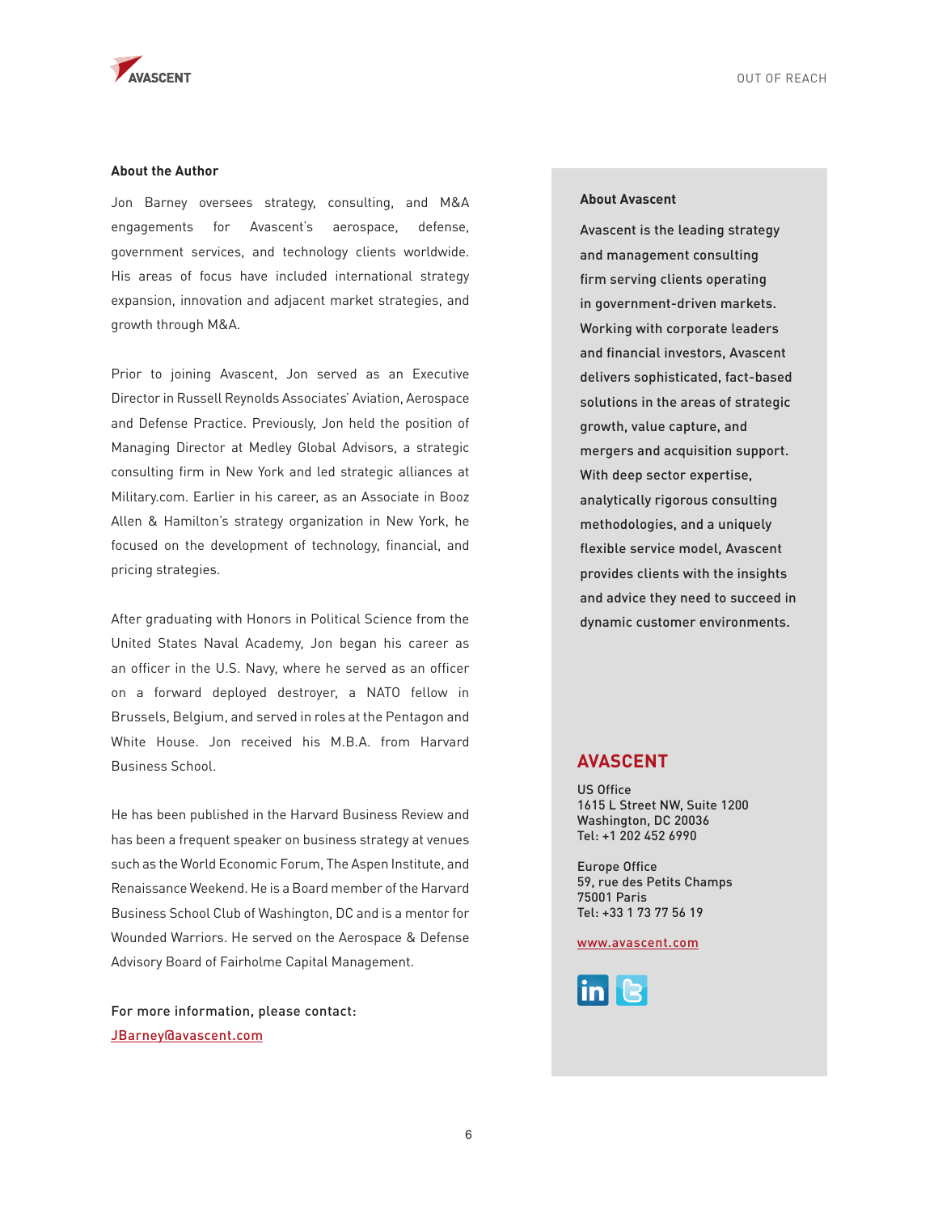## About the Author

Jon Barney oversees strategy, consulting, and M&A engagements for Avascent's aerospace, defense, government services, and technology clients worldwide. His areas of focus have included international strategy expansion, innovation and adjacent market strategies, and growth through M&A.

Prior to joining Avascent, Jon served as an Executive Director in Russell Reynolds Associates' Aviation, Aerospace and Defense Practice. Previously, Jon held the position of Managing Director at Medley Global Advisors, a strategic consulting firm in New York and led strategic alliances at Military.com. Earlier in his career, as an Associate in Booz Allen & Hamilton's strategy organization in New York, he focused on the development of technology, financial, and pricing strategies.

After graduating with Honors in Political Science from the United States Naval Academy, Jon began his career as an officer in the U.S. Navy, where he served as an officer on a forward deployed destroyer, a NATO fellow in Brussels, Belgium, and served in roles at the Pentagon and White House. Jon received his M.B.A. from Harvard Business School.

He has been published in the Harvard Business Review and has been a frequent speaker on business strategy at venues such as the World Economic Forum, The Aspen Institute, and Renaissance Weekend. He is a Board member of the Harvard Business School Club of Washington, DC and is a mentor for Wounded Warriors. He served on the Aerospace & Defense Advisory Board of Fairholme Capital Management.

For more information, please contact:
JBarney@avascent.com

## About Avascent

Avascent is the leading strategy and management consulting firm serving clients operating in government-driven markets. Working with corporate leaders and financial investors, Avascent delivers sophisticated, fact-based solutions in the areas of strategic growth, value capture, and mergers and acquisition support. With deep sector expertise, analytically rigorous consulting methodologies, and a uniquely flexible service model, Avascent provides clients with the insights and advice they need to succeed in dynamic customer environments.

## AVASCENT

US Office
1615 L Street NW, Suite 1200
Washington, DC 20036
Tel: +1 202 452 6990

Europe Office
59, rue des Petits Champs
75001 Paris
Tel: +33 1 73 77 56 19

www.avascent.com